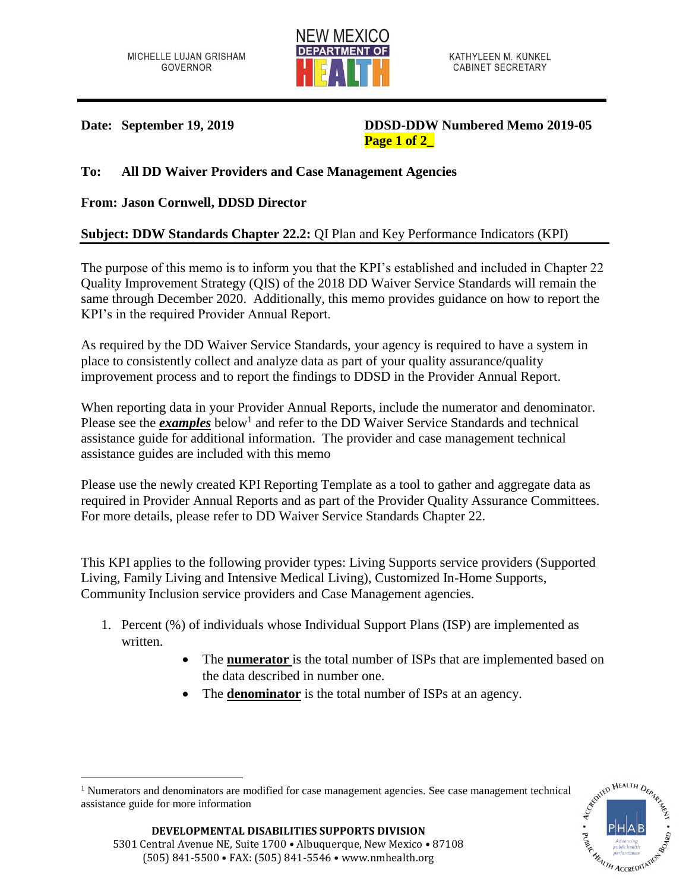MICHELLE LUJAN GRISHAM
GOVERNOR

NEW MEXICO DEPARTMENT OF HEALTH

KATHYLEEN M. KUNKEL
CABINET SECRETARY

**Date: September 19, 2019** **DDSD-DDW Numbered Memo 2019-05**

**To: All DD Waiver Providers and Case Management Agencies**

**From: Jason Cornwell, DDSD Director**

**Subject: DDW Standards Chapter 22.2:** QI Plan and Key Performance Indicators (KPI)

The purpose of this memo is to inform you that the KPI's established and included in Chapter 22 Quality Improvement Strategy (QIS) of the 2018 DD Waiver Service Standards will remain the same through December 2020. Additionally, this memo provides guidance on how to report the KPI's in the required Provider Annual Report.

As required by the DD Waiver Service Standards, your agency is required to have a system in place to consistently collect and analyze data as part of your quality assurance/quality improvement process and to report the findings to DDSD in the Provider Annual Report.

When reporting data in your Provider Annual Reports, include the numerator and denominator. Please see the ***examples*** below[1] and refer to the DD Waiver Service Standards and technical assistance guide for additional information. The provider and case management technical assistance guides are included with this memo

Please use the newly created KPI Reporting Template as a tool to gather and aggregate data as required in Provider Annual Reports and as part of the Provider Quality Assurance Committees. For more details, please refer to DD Waiver Service Standards Chapter 22.

This KPI applies to the following provider types: Living Supports service providers (Supported Living, Family Living and Intensive Medical Living), Customized In-Home Supports, Community Inclusion service providers and Case Management agencies.

1. Percent (%) of individuals whose Individual Support Plans (ISP) are implemented as written.
    - The **numerator** is the total number of ISPs that are implemented based on the data described in number one.
    - The **denominator** is the total number of ISPs at an agency.

[1] Numerators and denominators are modified for case management agencies. See case management technical assistance guide for more information

**DEVELOPMENTAL DISABILITIES SUPPORTS DIVISION**
5301 Central Avenue NE, Suite 1700 • Albuquerque, New Mexico • 87108
(505) 841-5500 • FAX: (505) 841-5546 • www.nmhealth.org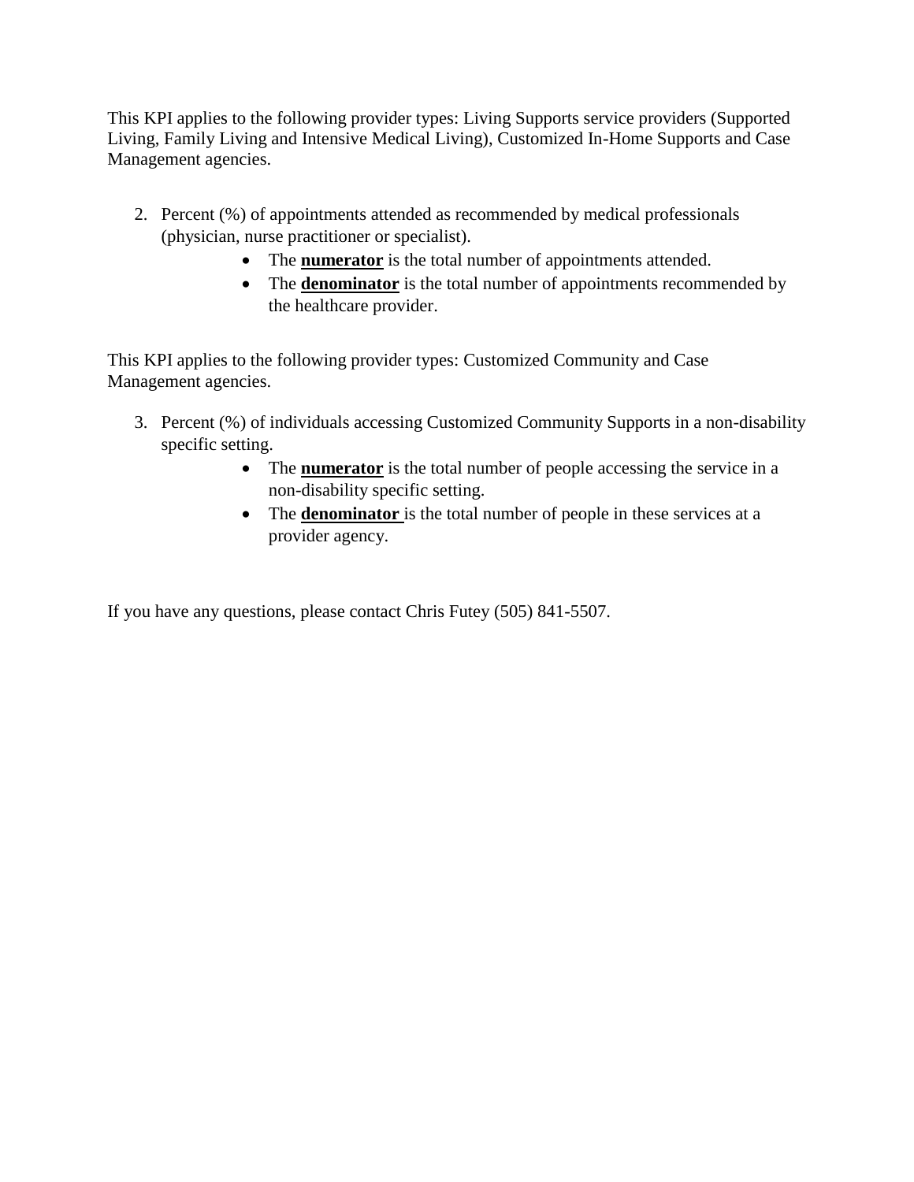This KPI applies to the following provider types: Living Supports service providers (Supported Living, Family Living and Intensive Medical Living), Customized In-Home Supports and Case Management agencies.

2. Percent (%) of appointments attended as recommended by medical professionals (physician, nurse practitioner or specialist).
   - The **numerator** is the total number of appointments attended.
   - The **denominator** is the total number of appointments recommended by the healthcare provider.

This KPI applies to the following provider types: Customized Community and Case Management agencies.

3. Percent (%) of individuals accessing Customized Community Supports in a non-disability specific setting.
   - The **numerator** is the total number of people accessing the service in a non-disability specific setting.
   - The **denominator** is the total number of people in these services at a provider agency.

If you have any questions, please contact Chris Futey (505) 841-5507.